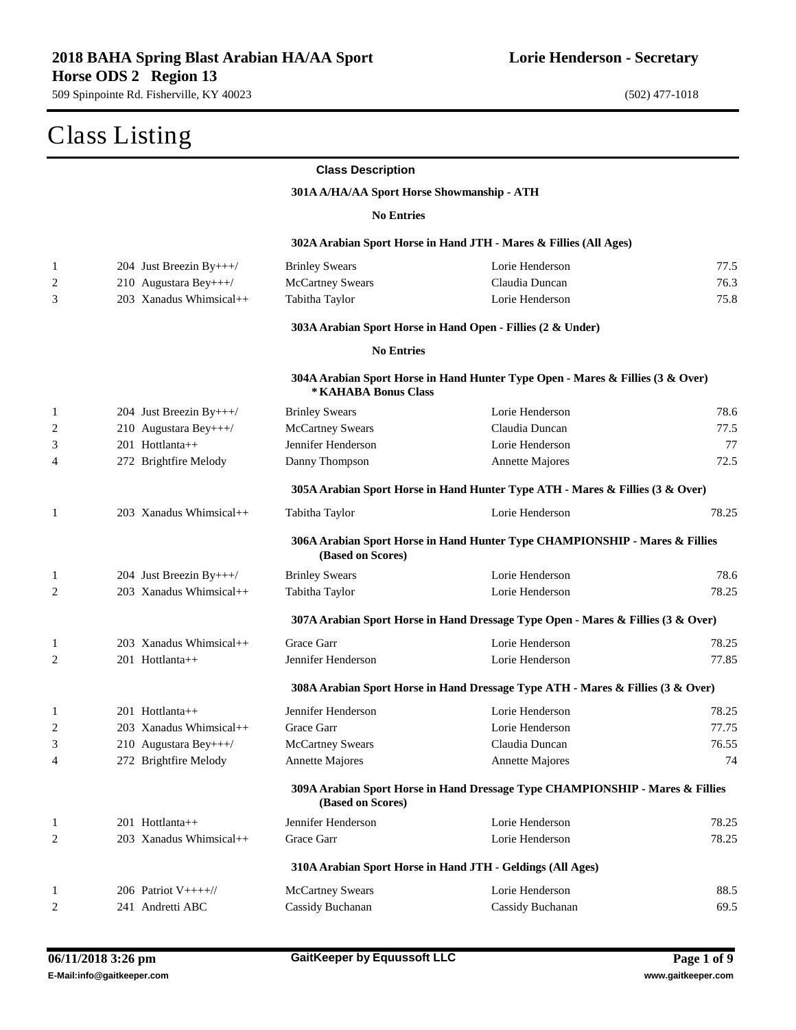**2018 BAHA Spring Blast Arabian HA/AA Sport Horse ODS 2 Region 13**

**Lorie Henderson - Secretary**

509 Spinpointe Rd. Fisherville, KY 40023

(502) 477-1018

# Class Listing

**Class Description**

**301A A/HA/AA Sport Horse Showmanship - ATH**

**No Entries**

**302A Arabian Sport Horse in Hand JTH - Mares & Fillies (All Ages)**

| | | | | |
|---|---|---|---|---|
| 1 | 204 Just Breezin By+++/ | Brinley Swears | Lorie Henderson | 77.5 |
| 2 | 210 Augustara Bey+++/ | McCartney Swears | Claudia Duncan | 76.3 |
| 3 | 203 Xanadus Whimsical++ | Tabitha Taylor | Lorie Henderson | 75.8 |

**303A Arabian Sport Horse in Hand Open - Fillies (2 & Under)**

**No Entries**

**304A Arabian Sport Horse in Hand Hunter Type Open - Mares & Fillies (3 & Over)**
**\* KAHABA Bonus Class**

| | | | | |
|---|---|---|---|---|
| 1 | 204 Just Breezin By+++/ | Brinley Swears | Lorie Henderson | 78.6 |
| 2 | 210 Augustara Bey+++/ | McCartney Swears | Claudia Duncan | 77.5 |
| 3 | 201 Hottlanta++ | Jennifer Henderson | Lorie Henderson | 77 |
| 4 | 272 Brightfire Melody | Danny Thompson | Annette Majores | 72.5 |

**305A Arabian Sport Horse in Hand Hunter Type ATH - Mares & Fillies (3 & Over)**

| | | | | |
|---|---|---|---|---|
| 1 | 203 Xanadus Whimsical++ | Tabitha Taylor | Lorie Henderson | 78.25 |

**306A Arabian Sport Horse in Hand Hunter Type CHAMPIONSHIP - Mares & Fillies (Based on Scores)**

| | | | | |
|---|---|---|---|---|
| 1 | 204 Just Breezin By+++/ | Brinley Swears | Lorie Henderson | 78.6 |
| 2 | 203 Xanadus Whimsical++ | Tabitha Taylor | Lorie Henderson | 78.25 |

**307A Arabian Sport Horse in Hand Dressage Type Open - Mares & Fillies (3 & Over)**

| | | | | |
|---|---|---|---|---|
| 1 | 203 Xanadus Whimsical++ | Grace Garr | Lorie Henderson | 78.25 |
| 2 | 201 Hottlanta++ | Jennifer Henderson | Lorie Henderson | 77.85 |

**308A Arabian Sport Horse in Hand Dressage Type ATH - Mares & Fillies (3 & Over)**

| | | | | |
|---|---|---|---|---|
| 1 | 201 Hottlanta++ | Jennifer Henderson | Lorie Henderson | 78.25 |
| 2 | 203 Xanadus Whimsical++ | Grace Garr | Lorie Henderson | 77.75 |
| 3 | 210 Augustara Bey+++/ | McCartney Swears | Claudia Duncan | 76.55 |
| 4 | 272 Brightfire Melody | Annette Majores | Annette Majores | 74 |

**309A Arabian Sport Horse in Hand Dressage Type CHAMPIONSHIP - Mares & Fillies (Based on Scores)**

| | | | | |
|---|---|---|---|---|
| 1 | 201 Hottlanta++ | Jennifer Henderson | Lorie Henderson | 78.25 |
| 2 | 203 Xanadus Whimsical++ | Grace Garr | Lorie Henderson | 78.25 |

**310A Arabian Sport Horse in Hand JTH - Geldings (All Ages)**

| | | | | |
|---|---|---|---|---|
| 1 | 206 Patriot V++++// | McCartney Swears | Lorie Henderson | 88.5 |
| 2 | 241 Andretti ABC | Cassidy Buchanan | Cassidy Buchanan | 69.5 |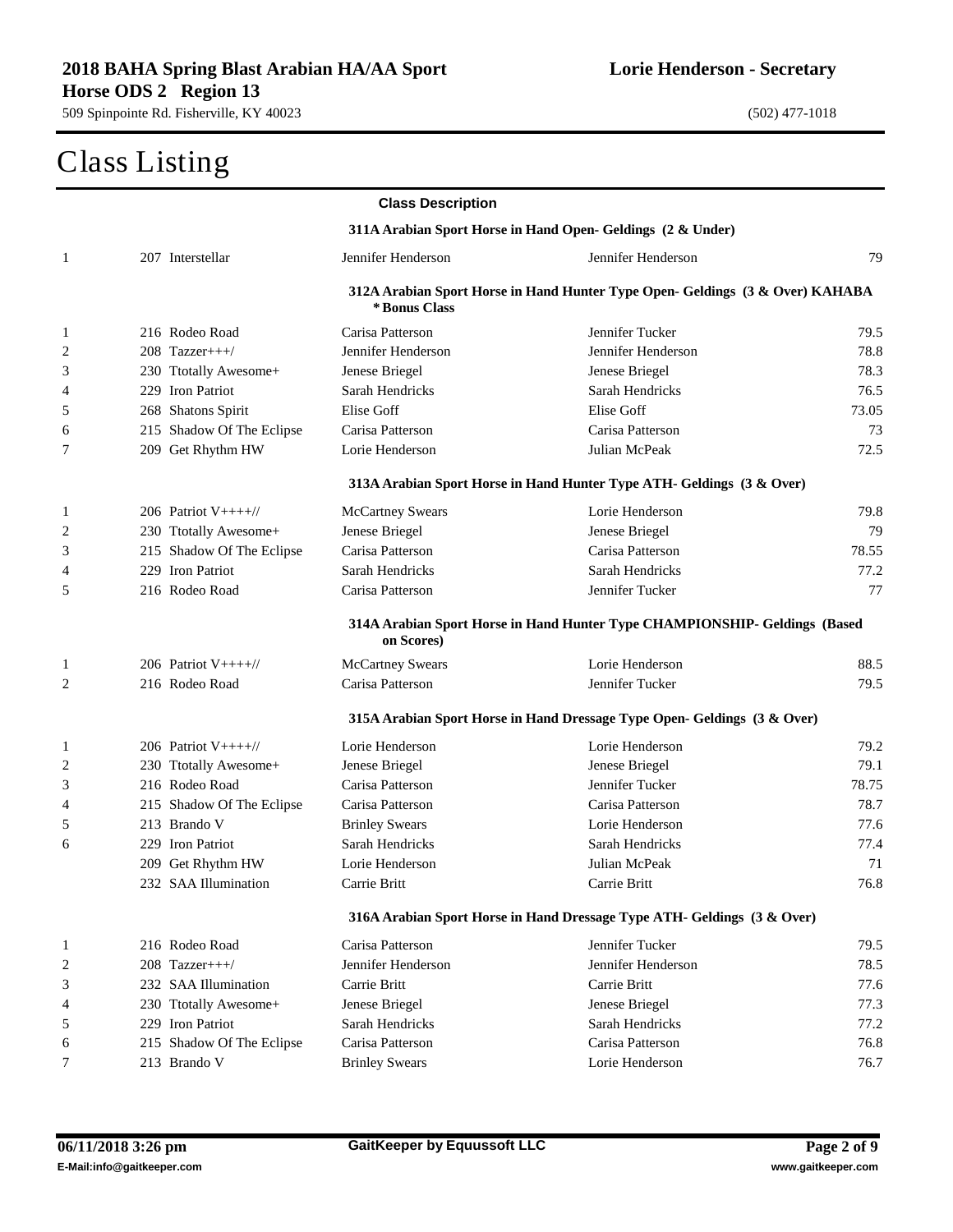# Class Listing

**Class Description**

### 311A Arabian Sport Horse in Hand Open- Geldings (2 & Under)

| Place | Entry | Owner | Handler | Score |
|---|---|---|---|---|
| 1 | 207 Interstellar | Jennifer Henderson | Jennifer Henderson | 79 |

### 312A Arabian Sport Horse in Hand Hunter Type Open- Geldings (3 & Over) KAHABA *Bonus Class

| Place | Entry | Owner | Handler | Score |
|---|---|---|---|---|
| 1 | 216 Rodeo Road | Carisa Patterson | Jennifer Tucker | 79.5 |
| 2 | 208 Tazzer+++/ | Jennifer Henderson | Jennifer Henderson | 78.8 |
| 3 | 230 Ttotally Awesome+ | Jenese Briegel | Jenese Briegel | 78.3 |
| 4 | 229 Iron Patriot | Sarah Hendricks | Sarah Hendricks | 76.5 |
| 5 | 268 Shatons Spirit | Elise Goff | Elise Goff | 73.05 |
| 6 | 215 Shadow Of The Eclipse | Carisa Patterson | Carisa Patterson | 73 |
| 7 | 209 Get Rhythm HW | Lorie Henderson | Julian McPeak | 72.5 |

### 313A Arabian Sport Horse in Hand Hunter Type ATH- Geldings (3 & Over)

| Place | Entry | Owner | Handler | Score |
|---|---|---|---|---|
| 1 | 206 Patriot V++++// | McCartney Swears | Lorie Henderson | 79.8 |
| 2 | 230 Ttotally Awesome+ | Jenese Briegel | Jenese Briegel | 79 |
| 3 | 215 Shadow Of The Eclipse | Carisa Patterson | Carisa Patterson | 78.55 |
| 4 | 229 Iron Patriot | Sarah Hendricks | Sarah Hendricks | 77.2 |
| 5 | 216 Rodeo Road | Carisa Patterson | Jennifer Tucker | 77 |

### 314A Arabian Sport Horse in Hand Hunter Type CHAMPIONSHIP- Geldings (Based on Scores)

| Place | Entry | Owner | Handler | Score |
|---|---|---|---|---|
| 1 | 206 Patriot V++++// | McCartney Swears | Lorie Henderson | 88.5 |
| 2 | 216 Rodeo Road | Carisa Patterson | Jennifer Tucker | 79.5 |

### 315A Arabian Sport Horse in Hand Dressage Type Open- Geldings (3 & Over)

| Place | Entry | Owner | Handler | Score |
|---|---|---|---|---|
| 1 | 206 Patriot V++++// | Lorie Henderson | Lorie Henderson | 79.2 |
| 2 | 230 Ttotally Awesome+ | Jenese Briegel | Jenese Briegel | 79.1 |
| 3 | 216 Rodeo Road | Carisa Patterson | Jennifer Tucker | 78.75 |
| 4 | 215 Shadow Of The Eclipse | Carisa Patterson | Carisa Patterson | 78.7 |
| 5 | 213 Brando V | Brinley Swears | Lorie Henderson | 77.6 |
| 6 | 229 Iron Patriot | Sarah Hendricks | Sarah Hendricks | 77.4 |
| | 209 Get Rhythm HW | Lorie Henderson | Julian McPeak | 71 |
| | 232 SAA Illumination | Carrie Britt | Carrie Britt | 76.8 |

### 316A Arabian Sport Horse in Hand Dressage Type ATH- Geldings (3 & Over)

| Place | Entry | Owner | Handler | Score |
|---|---|---|---|---|
| 1 | 216 Rodeo Road | Carisa Patterson | Jennifer Tucker | 79.5 |
| 2 | 208 Tazzer+++/ | Jennifer Henderson | Jennifer Henderson | 78.5 |
| 3 | 232 SAA Illumination | Carrie Britt | Carrie Britt | 77.6 |
| 4 | 230 Ttotally Awesome+ | Jenese Briegel | Jenese Briegel | 77.3 |
| 5 | 229 Iron Patriot | Sarah Hendricks | Sarah Hendricks | 77.2 |
| 6 | 215 Shadow Of The Eclipse | Carisa Patterson | Carisa Patterson | 76.8 |
| 7 | 213 Brando V | Brinley Swears | Lorie Henderson | 76.7 |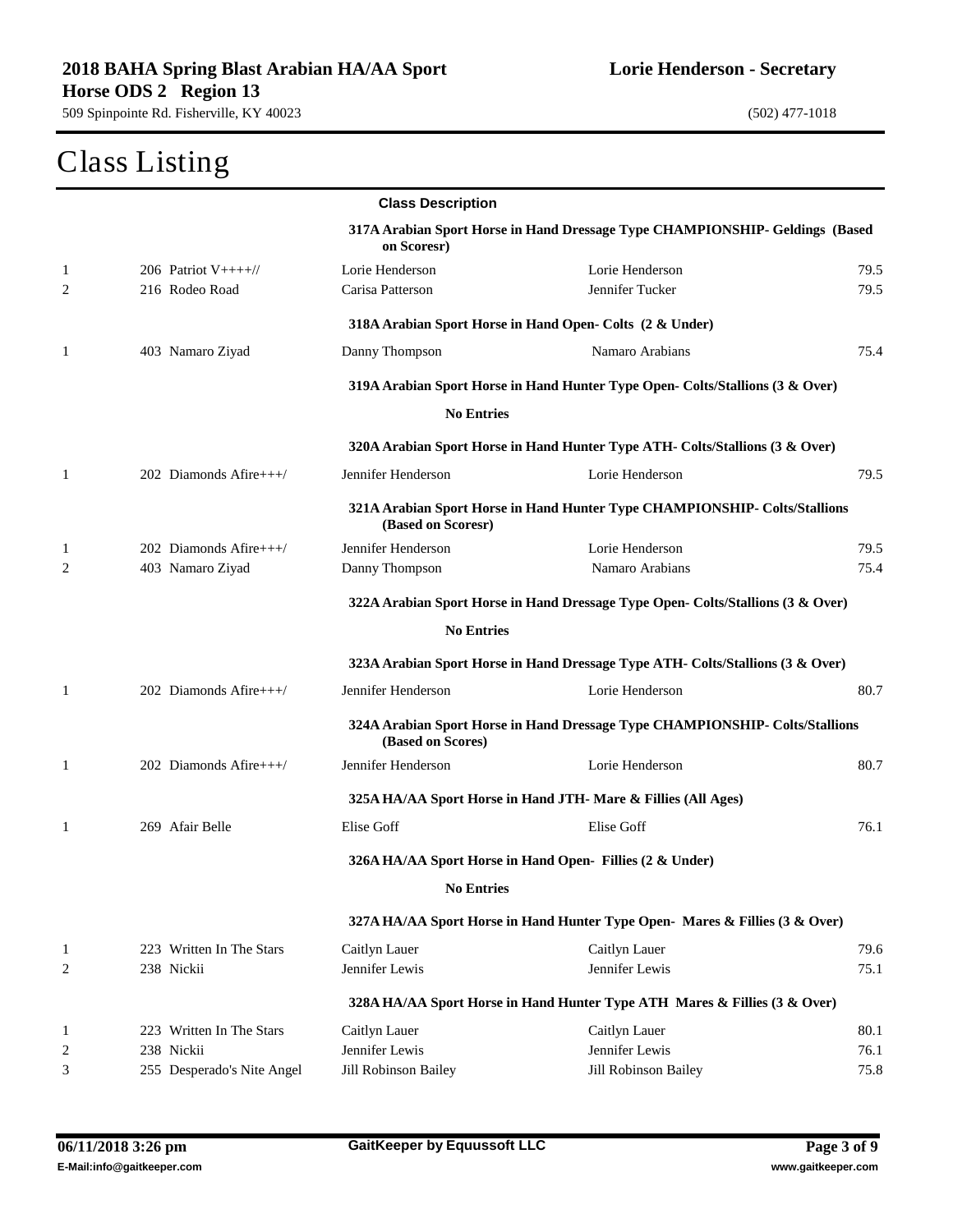**2018 BAHA Spring Blast Arabian HA/AA Sport Horse ODS 2 Region 13**
509 Spinpointe Rd. Fisherville, KY 40023

**Lorie Henderson - Secretary**
(502) 477-1018

# Class Listing

**Class Description**

**317A Arabian Sport Horse in Hand Dressage Type CHAMPIONSHIP- Geldings (Based on Scoresr)**

| | | | | |
|---|---|---|---|---|
| 1 | 206 Patriot V++++// | Lorie Henderson | Lorie Henderson | 79.5 |
| 2 | 216 Rodeo Road | Carisa Patterson | Jennifer Tucker | 79.5 |

**318A Arabian Sport Horse in Hand Open- Colts (2 & Under)**

| | | | | |
|---|---|---|---|---|
| 1 | 403 Namaro Ziyad | Danny Thompson | Namaro Arabians | 75.4 |

**319A Arabian Sport Horse in Hand Hunter Type Open- Colts/Stallions (3 & Over)**

**No Entries**

**320A Arabian Sport Horse in Hand Hunter Type ATH- Colts/Stallions (3 & Over)**

| | | | | |
|---|---|---|---|---|
| 1 | 202 Diamonds Afire+++/ | Jennifer Henderson | Lorie Henderson | 79.5 |

**321A Arabian Sport Horse in Hand Hunter Type CHAMPIONSHIP- Colts/Stallions (Based on Scoresr)**

| | | | | |
|---|---|---|---|---|
| 1 | 202 Diamonds Afire+++/ | Jennifer Henderson | Lorie Henderson | 79.5 |
| 2 | 403 Namaro Ziyad | Danny Thompson | Namaro Arabians | 75.4 |

**322A Arabian Sport Horse in Hand Dressage Type Open- Colts/Stallions (3 & Over)**

**No Entries**

**323A Arabian Sport Horse in Hand Dressage Type ATH- Colts/Stallions (3 & Over)**

| | | | | |
|---|---|---|---|---|
| 1 | 202 Diamonds Afire+++/ | Jennifer Henderson | Lorie Henderson | 80.7 |

**324A Arabian Sport Horse in Hand Dressage Type CHAMPIONSHIP- Colts/Stallions (Based on Scores)**

| | | | | |
|---|---|---|---|---|
| 1 | 202 Diamonds Afire+++/ | Jennifer Henderson | Lorie Henderson | 80.7 |

**325A HA/AA Sport Horse in Hand JTH- Mare & Fillies (All Ages)**

| | | | | |
|---|---|---|---|---|
| 1 | 269 Afair Belle | Elise Goff | Elise Goff | 76.1 |

**326A HA/AA Sport Horse in Hand Open- Fillies (2 & Under)**

**No Entries**

**327A HA/AA Sport Horse in Hand Hunter Type Open- Mares & Fillies (3 & Over)**

| | | | | |
|---|---|---|---|---|
| 1 | 223 Written In The Stars | Caitlyn Lauer | Caitlyn Lauer | 79.6 |
| 2 | 238 Nickii | Jennifer Lewis | Jennifer Lewis | 75.1 |

**328A HA/AA Sport Horse in Hand Hunter Type ATH Mares & Fillies (3 & Over)**

| | | | | |
|---|---|---|---|---|
| 1 | 223 Written In The Stars | Caitlyn Lauer | Caitlyn Lauer | 80.1 |
| 2 | 238 Nickii | Jennifer Lewis | Jennifer Lewis | 76.1 |
| 3 | 255 Desperado's Nite Angel | Jill Robinson Bailey | Jill Robinson Bailey | 75.8 |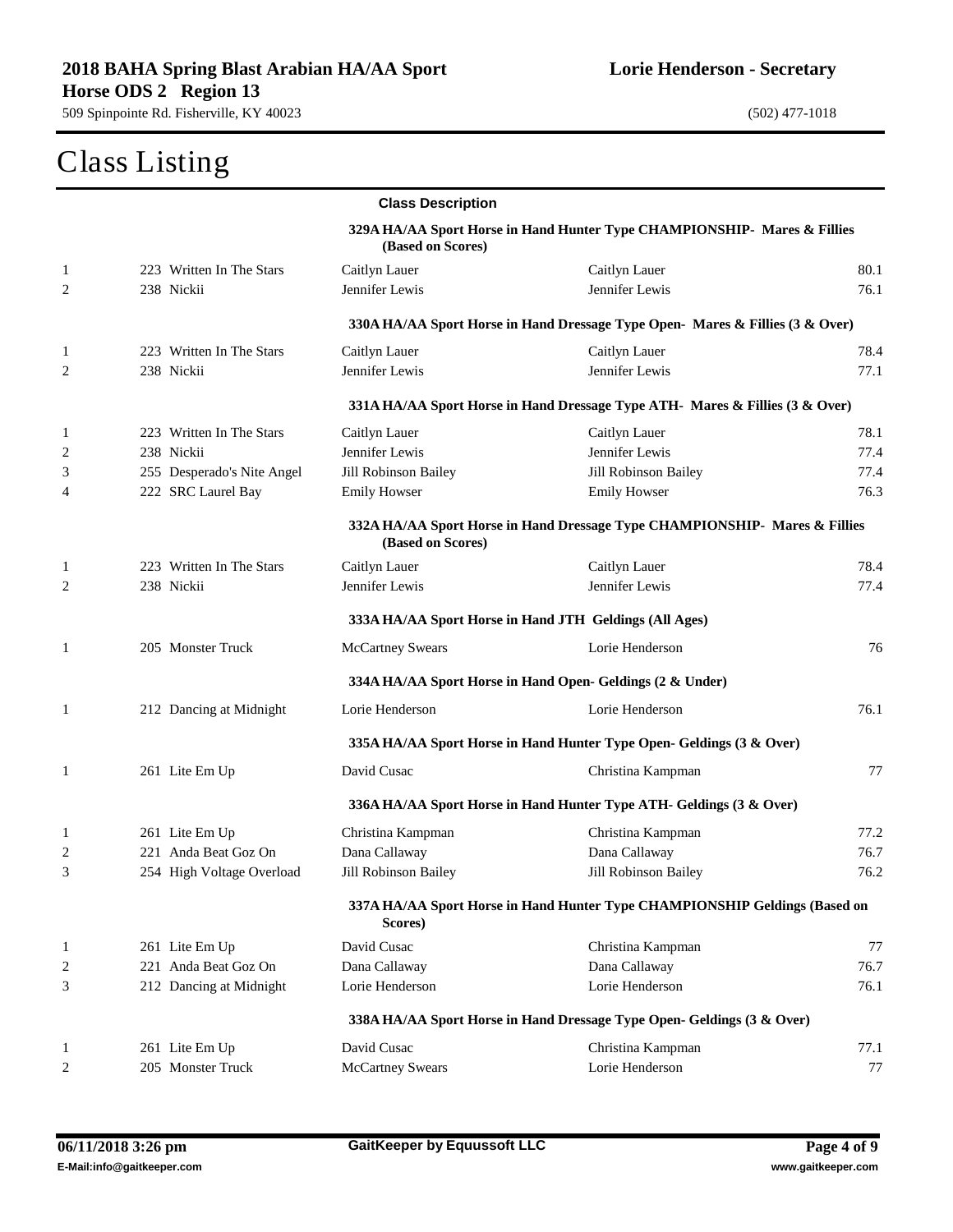# Class Listing

| Place | Entry | Rider/Handler | Owner | Score |
|---|---|---|---|---|
| | | **Class Description** | | |
| | | **329A HA/AA Sport Horse in Hand Hunter Type CHAMPIONSHIP- Mares & Fillies (Based on Scores)** | | |
| 1 | 223 Written In The Stars | Caitlyn Lauer | Caitlyn Lauer | 80.1 |
| 2 | 238 Nickii | Jennifer Lewis | Jennifer Lewis | 76.1 |
| | | **330A HA/AA Sport Horse in Hand Dressage Type Open- Mares & Fillies (3 & Over)** | | |
| 1 | 223 Written In The Stars | Caitlyn Lauer | Caitlyn Lauer | 78.4 |
| 2 | 238 Nickii | Jennifer Lewis | Jennifer Lewis | 77.1 |
| | | **331A HA/AA Sport Horse in Hand Dressage Type ATH- Mares & Fillies (3 & Over)** | | |
| 1 | 223 Written In The Stars | Caitlyn Lauer | Caitlyn Lauer | 78.1 |
| 2 | 238 Nickii | Jennifer Lewis | Jennifer Lewis | 77.4 |
| 3 | 255 Desperado's Nite Angel | Jill Robinson Bailey | Jill Robinson Bailey | 77.4 |
| 4 | 222 SRC Laurel Bay | Emily Howser | Emily Howser | 76.3 |
| | | **332A HA/AA Sport Horse in Hand Dressage Type CHAMPIONSHIP- Mares & Fillies (Based on Scores)** | | |
| 1 | 223 Written In The Stars | Caitlyn Lauer | Caitlyn Lauer | 78.4 |
| 2 | 238 Nickii | Jennifer Lewis | Jennifer Lewis | 77.4 |
| | | **333A HA/AA Sport Horse in Hand JTH Geldings (All Ages)** | | |
| 1 | 205 Monster Truck | McCartney Swears | Lorie Henderson | 76 |
| | | **334A HA/AA Sport Horse in Hand Open- Geldings (2 & Under)** | | |
| 1 | 212 Dancing at Midnight | Lorie Henderson | Lorie Henderson | 76.1 |
| | | **335A HA/AA Sport Horse in Hand Hunter Type Open- Geldings (3 & Over)** | | |
| 1 | 261 Lite Em Up | David Cusac | Christina Kampman | 77 |
| | | **336A HA/AA Sport Horse in Hand Hunter Type ATH- Geldings (3 & Over)** | | |
| 1 | 261 Lite Em Up | Christina Kampman | Christina Kampman | 77.2 |
| 2 | 221 Anda Beat Goz On | Dana Callaway | Dana Callaway | 76.7 |
| 3 | 254 High Voltage Overload | Jill Robinson Bailey | Jill Robinson Bailey | 76.2 |
| | | **337A HA/AA Sport Horse in Hand Hunter Type CHAMPIONSHIP Geldings (Based on Scores)** | | |
| 1 | 261 Lite Em Up | David Cusac | Christina Kampman | 77 |
| 2 | 221 Anda Beat Goz On | Dana Callaway | Dana Callaway | 76.7 |
| 3 | 212 Dancing at Midnight | Lorie Henderson | Lorie Henderson | 76.1 |
| | | **338A HA/AA Sport Horse in Hand Dressage Type Open- Geldings (3 & Over)** | | |
| 1 | 261 Lite Em Up | David Cusac | Christina Kampman | 77.1 |
| 2 | 205 Monster Truck | McCartney Swears | Lorie Henderson | 77 |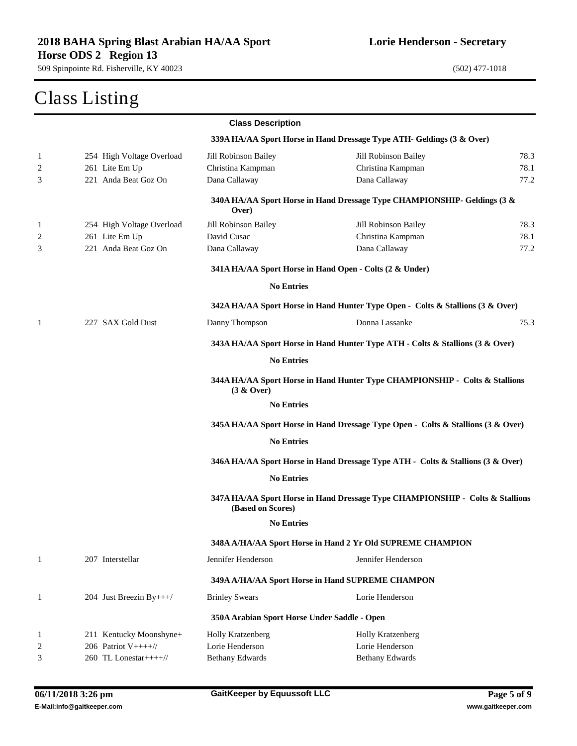## 2018 BAHA Spring Blast Arabian HA/AA Sport Horse ODS 2 Region 13

**Lorie Henderson - Secretary**

509 Spinpointe Rd. Fisherville, KY 40023

(502) 477-1018

# Class Listing

**Class Description**

**339A HA/AA Sport Horse in Hand Dressage Type ATH- Geldings (3 & Over)**

| | | | | |
|---|---|---|---|---|
| 1 | 254 High Voltage Overload | Jill Robinson Bailey | Jill Robinson Bailey | 78.3 |
| 2 | 261 Lite Em Up | Christina Kampman | Christina Kampman | 78.1 |
| 3 | 221 Anda Beat Goz On | Dana Callaway | Dana Callaway | 77.2 |

**340A HA/AA Sport Horse in Hand Dressage Type CHAMPIONSHIP- Geldings (3 & Over)**

| | | | | |
|---|---|---|---|---|
| 1 | 254 High Voltage Overload | Jill Robinson Bailey | Jill Robinson Bailey | 78.3 |
| 2 | 261 Lite Em Up | David Cusac | Christina Kampman | 78.1 |
| 3 | 221 Anda Beat Goz On | Dana Callaway | Dana Callaway | 77.2 |

**341A HA/AA Sport Horse in Hand Open - Colts (2 & Under)**

**No Entries**

**342A HA/AA Sport Horse in Hand Hunter Type Open - Colts & Stallions (3 & Over)**

| | | | | |
|---|---|---|---|---|
| 1 | 227 SAX Gold Dust | Danny Thompson | Donna Lassanke | 75.3 |

**343A HA/AA Sport Horse in Hand Hunter Type ATH - Colts & Stallions (3 & Over)**

**No Entries**

**344A HA/AA Sport Horse in Hand Hunter Type CHAMPIONSHIP - Colts & Stallions (3 & Over)**

**No Entries**

**345A HA/AA Sport Horse in Hand Dressage Type Open - Colts & Stallions (3 & Over)**

**No Entries**

**346A HA/AA Sport Horse in Hand Dressage Type ATH - Colts & Stallions (3 & Over)**

**No Entries**

**347A HA/AA Sport Horse in Hand Dressage Type CHAMPIONSHIP - Colts & Stallions (Based on Scores)**

**No Entries**

**348A A/HA/AA Sport Horse in Hand 2 Yr Old SUPREME CHAMPION**

| | | | |
|---|---|---|---|
| 1 | 207 Interstellar | Jennifer Henderson | Jennifer Henderson |

**349A A/HA/AA Sport Horse in Hand SUPREME CHAMPON**

| | | | |
|---|---|---|---|
| 1 | 204 Just Breezin By+++/ | Brinley Swears | Lorie Henderson |

**350A Arabian Sport Horse Under Saddle - Open**

| | | | |
|---|---|---|---|
| 1 | 211 Kentucky Moonshyne+ | Holly Kratzenberg | Holly Kratzenberg |
| 2 | 206 Patriot V++++// | Lorie Henderson | Lorie Henderson |
| 3 | 260 TL Lonestar++++// | Bethany Edwards | Bethany Edwards |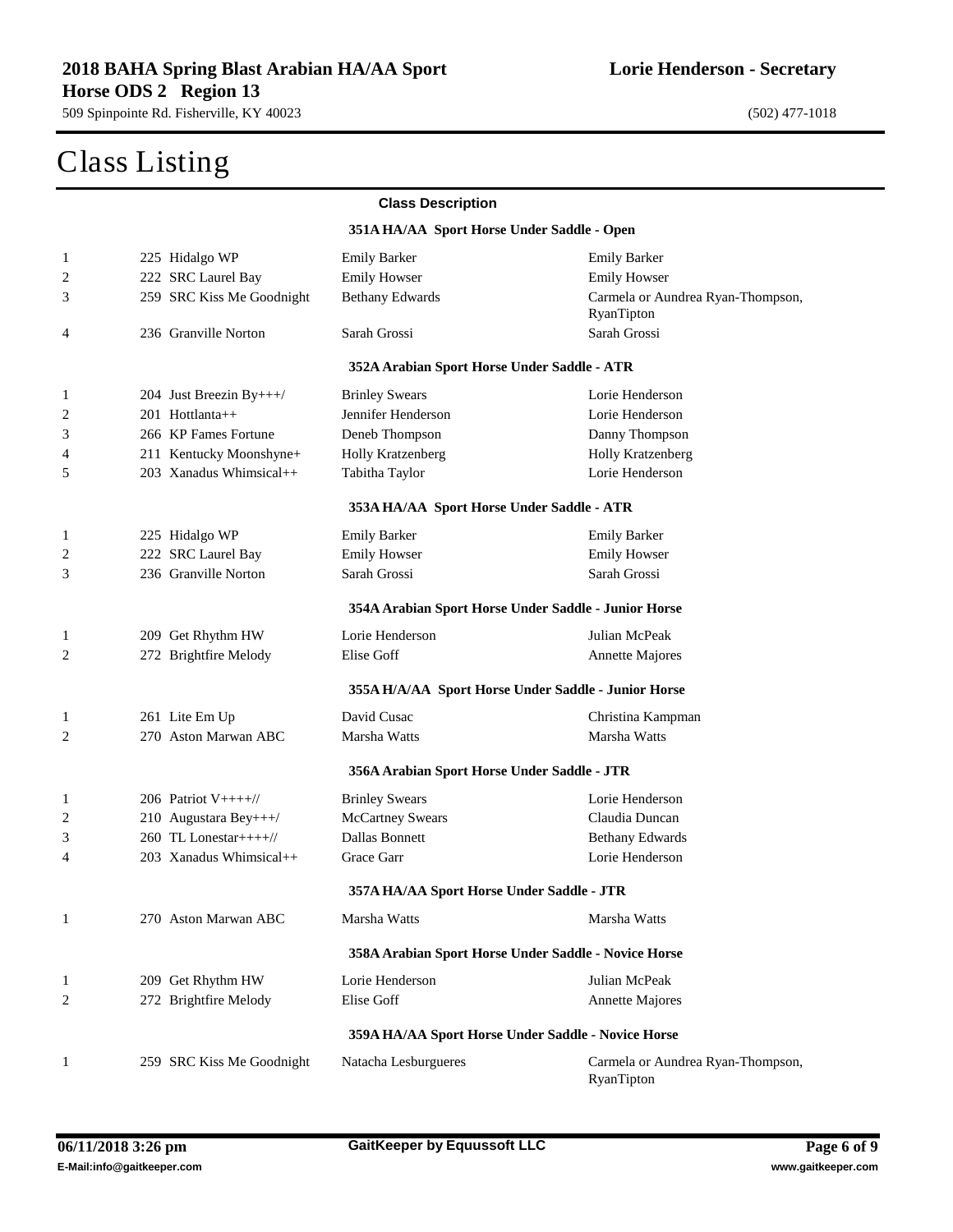# Class Listing

**Class Description**

### 351A HA/AA Sport Horse Under Saddle - Open

| Place | Entry | Rider | Owner |
|---|---|---|---|
| 1 | 225 Hidalgo WP | Emily Barker | Emily Barker |
| 2 | 222 SRC Laurel Bay | Emily Howser | Emily Howser |
| 3 | 259 SRC Kiss Me Goodnight | Bethany Edwards | Carmela or Aundrea Ryan-Thompson, RyanTipton |
| 4 | 236 Granville Norton | Sarah Grossi | Sarah Grossi |

### 352A Arabian Sport Horse Under Saddle - ATR

| Place | Entry | Rider | Owner |
|---|---|---|---|
| 1 | 204 Just Breezin By+++/ | Brinley Swears | Lorie Henderson |
| 2 | 201 Hottlanta++ | Jennifer Henderson | Lorie Henderson |
| 3 | 266 KP Fames Fortune | Deneb Thompson | Danny Thompson |
| 4 | 211 Kentucky Moonshyne+ | Holly Kratzenberg | Holly Kratzenberg |
| 5 | 203 Xanadus Whimsical++ | Tabitha Taylor | Lorie Henderson |

### 353A HA/AA Sport Horse Under Saddle - ATR

| Place | Entry | Rider | Owner |
|---|---|---|---|
| 1 | 225 Hidalgo WP | Emily Barker | Emily Barker |
| 2 | 222 SRC Laurel Bay | Emily Howser | Emily Howser |
| 3 | 236 Granville Norton | Sarah Grossi | Sarah Grossi |

### 354A Arabian Sport Horse Under Saddle - Junior Horse

| Place | Entry | Rider | Owner |
|---|---|---|---|
| 1 | 209 Get Rhythm HW | Lorie Henderson | Julian McPeak |
| 2 | 272 Brightfire Melody | Elise Goff | Annette Majores |

### 355A H/A/AA Sport Horse Under Saddle - Junior Horse

| Place | Entry | Rider | Owner |
|---|---|---|---|
| 1 | 261 Lite Em Up | David Cusac | Christina Kampman |
| 2 | 270 Aston Marwan ABC | Marsha Watts | Marsha Watts |

### 356A Arabian Sport Horse Under Saddle - JTR

| Place | Entry | Rider | Owner |
|---|---|---|---|
| 1 | 206 Patriot V++++// | Brinley Swears | Lorie Henderson |
| 2 | 210 Augustara Bey+++/ | McCartney Swears | Claudia Duncan |
| 3 | 260 TL Lonestar++++// | Dallas Bonnett | Bethany Edwards |
| 4 | 203 Xanadus Whimsical++ | Grace Garr | Lorie Henderson |

### 357A HA/AA Sport Horse Under Saddle - JTR

| Place | Entry | Rider | Owner |
|---|---|---|---|
| 1 | 270 Aston Marwan ABC | Marsha Watts | Marsha Watts |

### 358A Arabian Sport Horse Under Saddle - Novice Horse

| Place | Entry | Rider | Owner |
|---|---|---|---|
| 1 | 209 Get Rhythm HW | Lorie Henderson | Julian McPeak |
| 2 | 272 Brightfire Melody | Elise Goff | Annette Majores |

### 359A HA/AA Sport Horse Under Saddle - Novice Horse

| Place | Entry | Rider | Owner |
|---|---|---|---|
| 1 | 259 SRC Kiss Me Goodnight | Natacha Lesburgueres | Carmela or Aundrea Ryan-Thompson, RyanTipton |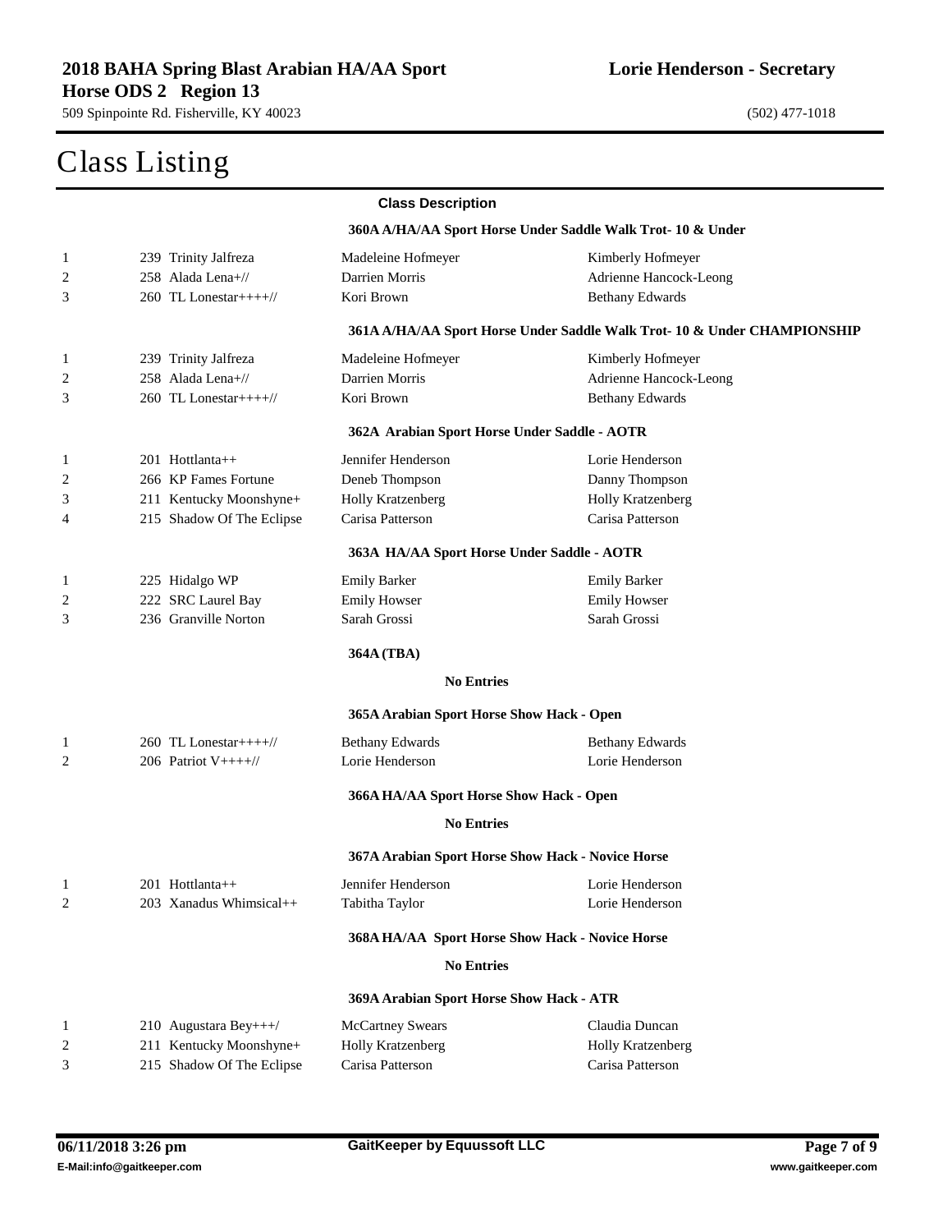## 2018 BAHA Spring Blast Arabian HA/AA Sport Horse ODS 2 Region 13

509 Spinpointe Rd. Fisherville, KY 40023

**Lorie Henderson - Secretary**

(502) 477-1018

# Class Listing

**Class Description**

**360A A/HA/AA Sport Horse Under Saddle Walk Trot- 10 & Under**

| | | | |
|---|---|---|---|
| 1 | 239 Trinity Jalfreza | Madeleine Hofmeyer | Kimberly Hofmeyer |
| 2 | 258 Alada Lena+// | Darrien Morris | Adrienne Hancock-Leong |
| 3 | 260 TL Lonestar++++// | Kori Brown | Bethany Edwards |

**361A A/HA/AA Sport Horse Under Saddle Walk Trot- 10 & Under CHAMPIONSHIP**

| | | | |
|---|---|---|---|
| 1 | 239 Trinity Jalfreza | Madeleine Hofmeyer | Kimberly Hofmeyer |
| 2 | 258 Alada Lena+// | Darrien Morris | Adrienne Hancock-Leong |
| 3 | 260 TL Lonestar++++// | Kori Brown | Bethany Edwards |

**362A Arabian Sport Horse Under Saddle - AOTR**

| | | | |
|---|---|---|---|
| 1 | 201 Hottlanta++ | Jennifer Henderson | Lorie Henderson |
| 2 | 266 KP Fames Fortune | Deneb Thompson | Danny Thompson |
| 3 | 211 Kentucky Moonshyne+ | Holly Kratzenberg | Holly Kratzenberg |
| 4 | 215 Shadow Of The Eclipse | Carisa Patterson | Carisa Patterson |

**363A HA/AA Sport Horse Under Saddle - AOTR**

| | | | |
|---|---|---|---|
| 1 | 225 Hidalgo WP | Emily Barker | Emily Barker |
| 2 | 222 SRC Laurel Bay | Emily Howser | Emily Howser |
| 3 | 236 Granville Norton | Sarah Grossi | Sarah Grossi |

**364A (TBA)**

**No Entries**

**365A Arabian Sport Horse Show Hack - Open**

| | | | |
|---|---|---|---|
| 1 | 260 TL Lonestar++++// | Bethany Edwards | Bethany Edwards |
| 2 | 206 Patriot V++++// | Lorie Henderson | Lorie Henderson |

**366A HA/AA Sport Horse Show Hack - Open**

**No Entries**

**367A Arabian Sport Horse Show Hack - Novice Horse**

| | | | |
|---|---|---|---|
| 1 | 201 Hottlanta++ | Jennifer Henderson | Lorie Henderson |
| 2 | 203 Xanadus Whimsical++ | Tabitha Taylor | Lorie Henderson |

**368A HA/AA Sport Horse Show Hack - Novice Horse**

**No Entries**

**369A Arabian Sport Horse Show Hack - ATR**

| | | | |
|---|---|---|---|
| 1 | 210 Augustara Bey+++/ | McCartney Swears | Claudia Duncan |
| 2 | 211 Kentucky Moonshyne+ | Holly Kratzenberg | Holly Kratzenberg |
| 3 | 215 Shadow Of The Eclipse | Carisa Patterson | Carisa Patterson |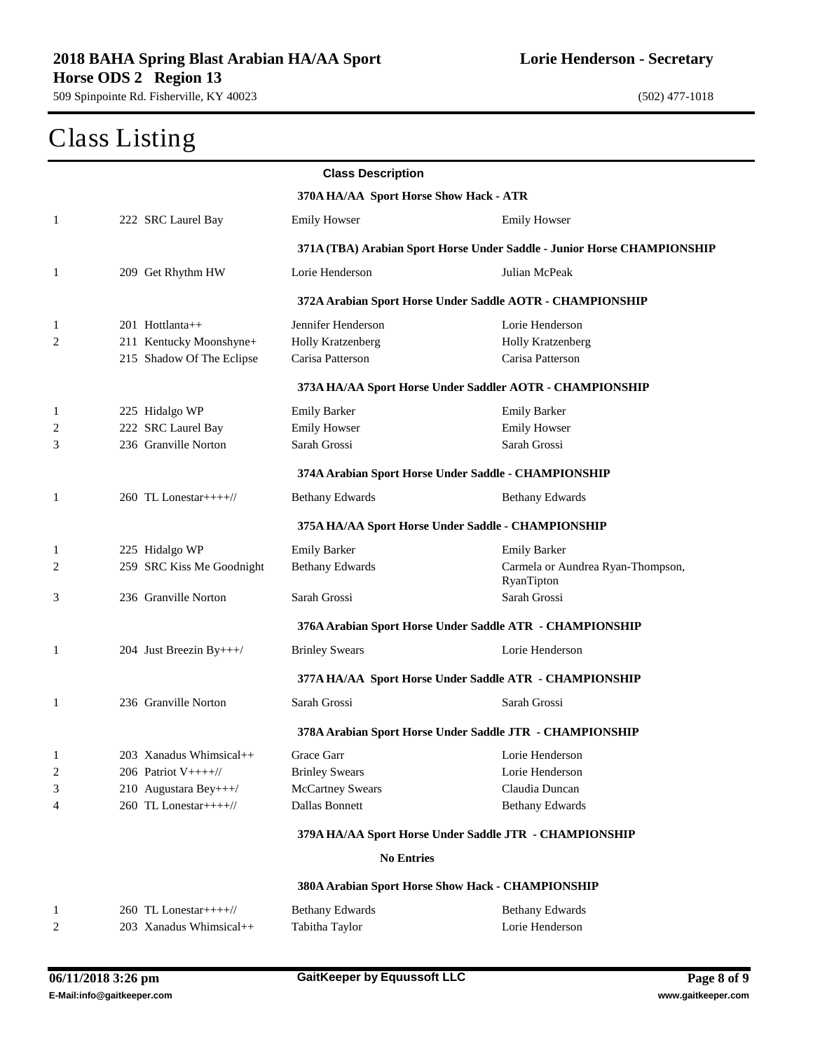# Class Listing

**Class Description**

### 370A HA/AA Sport Horse Show Hack - ATR

| Place | Horse | Rider | Owner |
|---|---|---|---|
| 1 | 222 SRC Laurel Bay | Emily Howser | Emily Howser |

### 371A (TBA) Arabian Sport Horse Under Saddle - Junior Horse CHAMPIONSHIP

| Place | Horse | Rider | Owner |
|---|---|---|---|
| 1 | 209 Get Rhythm HW | Lorie Henderson | Julian McPeak |

### 372A Arabian Sport Horse Under Saddle AOTR - CHAMPIONSHIP

| Place | Horse | Rider | Owner |
|---|---|---|---|
| 1 | 201 Hottlanta++ | Jennifer Henderson | Lorie Henderson |
| 2 | 211 Kentucky Moonshyne+ | Holly Kratzenberg | Holly Kratzenberg |
| | 215 Shadow Of The Eclipse | Carisa Patterson | Carisa Patterson |

### 373A HA/AA Sport Horse Under Saddler AOTR - CHAMPIONSHIP

| Place | Horse | Rider | Owner |
|---|---|---|---|
| 1 | 225 Hidalgo WP | Emily Barker | Emily Barker |
| 2 | 222 SRC Laurel Bay | Emily Howser | Emily Howser |
| 3 | 236 Granville Norton | Sarah Grossi | Sarah Grossi |

### 374A Arabian Sport Horse Under Saddle - CHAMPIONSHIP

| Place | Horse | Rider | Owner |
|---|---|---|---|
| 1 | 260 TL Lonestar++++// | Bethany Edwards | Bethany Edwards |

### 375A HA/AA Sport Horse Under Saddle - CHAMPIONSHIP

| Place | Horse | Rider | Owner |
|---|---|---|---|
| 1 | 225 Hidalgo WP | Emily Barker | Emily Barker |
| 2 | 259 SRC Kiss Me Goodnight | Bethany Edwards | Carmela or Aundrea Ryan-Thompson, RyanTipton |
| 3 | 236 Granville Norton | Sarah Grossi | Sarah Grossi |

### 376A Arabian Sport Horse Under Saddle ATR - CHAMPIONSHIP

| Place | Horse | Rider | Owner |
|---|---|---|---|
| 1 | 204 Just Breezin By+++/ | Brinley Swears | Lorie Henderson |

### 377A HA/AA Sport Horse Under Saddle ATR - CHAMPIONSHIP

| Place | Horse | Rider | Owner |
|---|---|---|---|
| 1 | 236 Granville Norton | Sarah Grossi | Sarah Grossi |

### 378A Arabian Sport Horse Under Saddle JTR - CHAMPIONSHIP

| Place | Horse | Rider | Owner |
|---|---|---|---|
| 1 | 203 Xanadus Whimsical++ | Grace Garr | Lorie Henderson |
| 2 | 206 Patriot V++++// | Brinley Swears | Lorie Henderson |
| 3 | 210 Augustara Bey+++/ | McCartney Swears | Claudia Duncan |
| 4 | 260 TL Lonestar++++// | Dallas Bonnett | Bethany Edwards |

### 379A HA/AA Sport Horse Under Saddle JTR - CHAMPIONSHIP

**No Entries**

### 380A Arabian Sport Horse Show Hack - CHAMPIONSHIP

| Place | Horse | Rider | Owner |
|---|---|---|---|
| 1 | 260 TL Lonestar++++// | Bethany Edwards | Bethany Edwards |
| 2 | 203 Xanadus Whimsical++ | Tabitha Taylor | Lorie Henderson |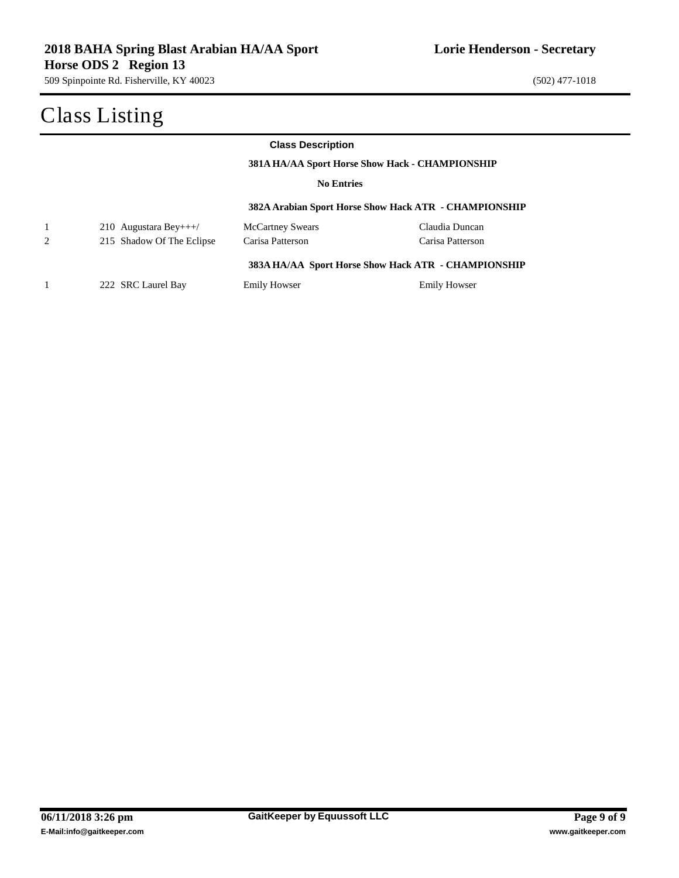# Class Listing

**Class Description**

**381A HA/AA Sport Horse Show Hack - CHAMPIONSHIP**

**No Entries**

**382A Arabian Sport Horse Show Hack ATR - CHAMPIONSHIP**

| | | | |
|---|---|---|---|
| 1 | 210 Augustara Bey+++/ | McCartney Swears | Claudia Duncan |
| 2 | 215 Shadow Of The Eclipse | Carisa Patterson | Carisa Patterson |

**383A HA/AA Sport Horse Show Hack ATR - CHAMPIONSHIP**

| | | | |
|---|---|---|---|
| 1 | 222 SRC Laurel Bay | Emily Howser | Emily Howser |